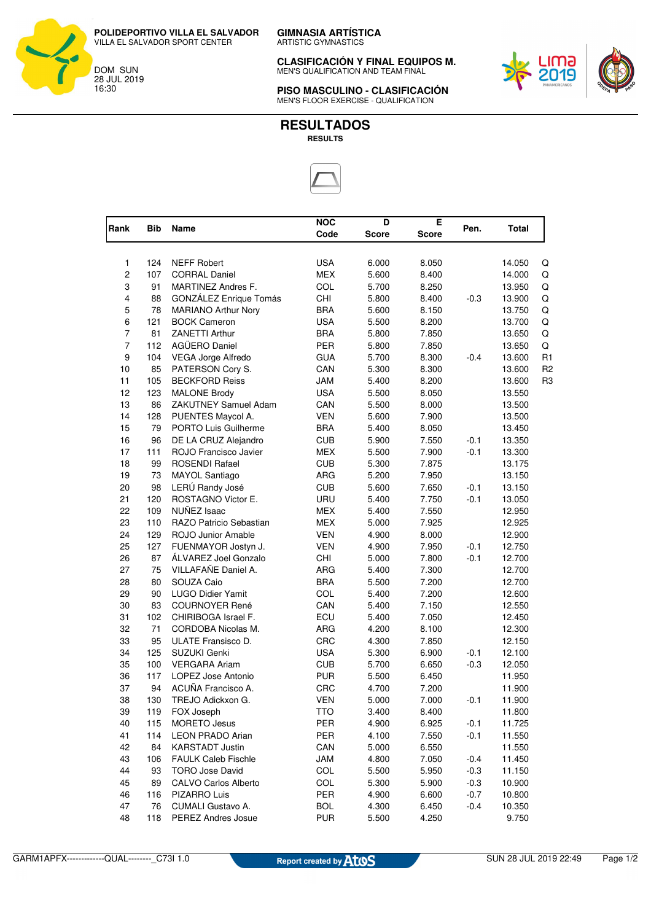POLIDEPORTIVO VILLA EL SALVADOR
VILLA EL SALVADOR SPORT CENTER

DOM SUN
28 JUL 2019
16:30

**GIMNASIA ARTÍSTICA**
ARTISTIC GYMNASTICS

**CLASIFICACIÓN Y FINAL EQUIPOS M.**
MEN'S QUALIFICATION AND TEAM FINAL

**PISO MASCULINO - CLASIFICACIÓN**
MEN'S FLOOR EXERCISE - QUALIFICATION

# RESULTADOS

**RESULTS**

| Rank | Bib | Name | NOC Code | D Score | E Score | Pen. | Total | |
|---|---|---|---|---|---|---|---|---|
| 1 | 124 | NEFF Robert | USA | 6.000 | 8.050 | | 14.050 | Q |
| 2 | 107 | CORRAL Daniel | MEX | 5.600 | 8.400 | | 14.000 | Q |
| 3 | 91 | MARTINEZ Andres F. | COL | 5.700 | 8.250 | | 13.950 | Q |
| 4 | 88 | GONZÁLEZ Enrique Tomás | CHI | 5.800 | 8.400 | -0.3 | 13.900 | Q |
| 5 | 78 | MARIANO Arthur Nory | BRA | 5.600 | 8.150 | | 13.750 | Q |
| 6 | 121 | BOCK Cameron | USA | 5.500 | 8.200 | | 13.700 | Q |
| 7 | 81 | ZANETTI Arthur | BRA | 5.800 | 7.850 | | 13.650 | Q |
| 7 | 112 | AGÜERO Daniel | PER | 5.800 | 7.850 | | 13.650 | Q |
| 9 | 104 | VEGA Jorge Alfredo | GUA | 5.700 | 8.300 | -0.4 | 13.600 | R1 |
| 10 | 85 | PATERSON Cory S. | CAN | 5.300 | 8.300 | | 13.600 | R2 |
| 11 | 105 | BECKFORD Reiss | JAM | 5.400 | 8.200 | | 13.600 | R3 |
| 12 | 123 | MALONE Brody | USA | 5.500 | 8.050 | | 13.550 | |
| 13 | 86 | ZAKUTNEY Samuel Adam | CAN | 5.500 | 8.000 | | 13.500 | |
| 14 | 128 | PUENTES Maycol A. | VEN | 5.600 | 7.900 | | 13.500 | |
| 15 | 79 | PORTO Luis Guilherme | BRA | 5.400 | 8.050 | | 13.450 | |
| 16 | 96 | DE LA CRUZ Alejandro | CUB | 5.900 | 7.550 | -0.1 | 13.350 | |
| 17 | 111 | ROJO Francisco Javier | MEX | 5.500 | 7.900 | -0.1 | 13.300 | |
| 18 | 99 | ROSENDI Rafael | CUB | 5.300 | 7.875 | | 13.175 | |
| 19 | 73 | MAYOL Santiago | ARG | 5.200 | 7.950 | | 13.150 | |
| 20 | 98 | LERÚ Randy José | CUB | 5.600 | 7.650 | -0.1 | 13.150 | |
| 21 | 120 | ROSTAGNO Victor E. | URU | 5.400 | 7.750 | -0.1 | 13.050 | |
| 22 | 109 | NUÑEZ Isaac | MEX | 5.400 | 7.550 | | 12.950 | |
| 23 | 110 | RAZO Patricio Sebastian | MEX | 5.000 | 7.925 | | 12.925 | |
| 24 | 129 | ROJO Junior Amable | VEN | 4.900 | 8.000 | | 12.900 | |
| 25 | 127 | FUENMAYOR Jostyn J. | VEN | 4.900 | 7.950 | -0.1 | 12.750 | |
| 26 | 87 | ÁLVAREZ Joel Gonzalo | CHI | 5.000 | 7.800 | -0.1 | 12.700 | |
| 27 | 75 | VILLAFAÑE Daniel A. | ARG | 5.400 | 7.300 | | 12.700 | |
| 28 | 80 | SOUZA Caio | BRA | 5.500 | 7.200 | | 12.700 | |
| 29 | 90 | LUGO Didier Yamit | COL | 5.400 | 7.200 | | 12.600 | |
| 30 | 83 | COURNOYER René | CAN | 5.400 | 7.150 | | 12.550 | |
| 31 | 102 | CHIRIBOGA Israel F. | ECU | 5.400 | 7.050 | | 12.450 | |
| 32 | 71 | CORDOBA Nicolas M. | ARG | 4.200 | 8.100 | | 12.300 | |
| 33 | 95 | ULATE Fransisco D. | CRC | 4.300 | 7.850 | | 12.150 | |
| 34 | 125 | SUZUKI Genki | USA | 5.300 | 6.900 | -0.1 | 12.100 | |
| 35 | 100 | VERGARA Ariam | CUB | 5.700 | 6.650 | -0.3 | 12.050 | |
| 36 | 117 | LOPEZ Jose Antonio | PUR | 5.500 | 6.450 | | 11.950 | |
| 37 | 94 | ACUÑA Francisco A. | CRC | 4.700 | 7.200 | | 11.900 | |
| 38 | 130 | TREJO Adickxon G. | VEN | 5.000 | 7.000 | -0.1 | 11.900 | |
| 39 | 119 | FOX Joseph | TTO | 3.400 | 8.400 | | 11.800 | |
| 40 | 115 | MORETO Jesus | PER | 4.900 | 6.925 | -0.1 | 11.725 | |
| 41 | 114 | LEON PRADO Arian | PER | 4.100 | 7.550 | -0.1 | 11.550 | |
| 42 | 84 | KARSTADT Justin | CAN | 5.000 | 6.550 | | 11.550 | |
| 43 | 106 | FAULK Caleb Fischle | JAM | 4.800 | 7.050 | -0.4 | 11.450 | |
| 44 | 93 | TORO Jose David | COL | 5.500 | 5.950 | -0.3 | 11.150 | |
| 45 | 89 | CALVO Carlos Alberto | COL | 5.300 | 5.900 | -0.3 | 10.900 | |
| 46 | 116 | PIZARRO Luis | PER | 4.900 | 6.600 | -0.7 | 10.800 | |
| 47 | 76 | CUMALI Gustavo A. | BOL | 4.300 | 6.450 | -0.4 | 10.350 | |
| 48 | 118 | PEREZ Andres Josue | PUR | 5.500 | 4.250 | | 9.750 | |

GARM1APFX------------QUAL--------_C73I 1.0 Report created by Atos SUN 28 JUL 2019 22:49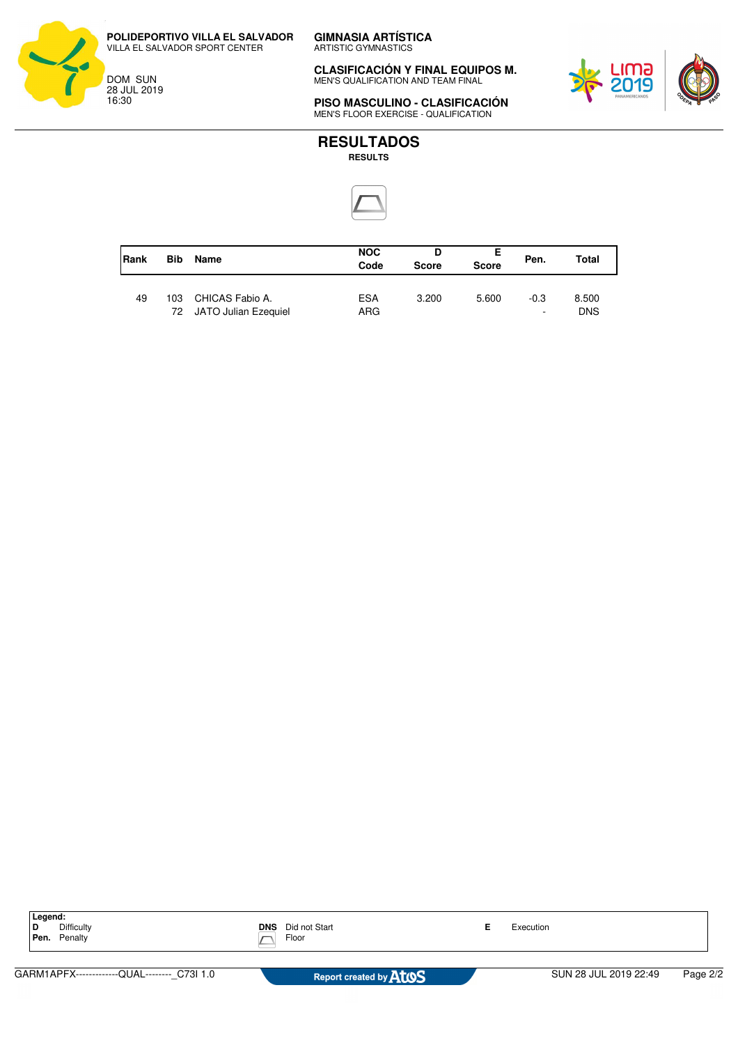**POLIDEPORTIVO VILLA EL SALVADOR**
VILLA EL SALVADOR SPORT CENTER

DOM SUN
28 JUL 2019
16:30

**GIMNASIA ARTÍSTICA**
ARTISTIC GYMNASTICS

**CLASIFICACIÓN Y FINAL EQUIPOS M.**
MEN'S QUALIFICATION AND TEAM FINAL

**PISO MASCULINO - CLASIFICACIÓN**
MEN'S FLOOR EXERCISE - QUALIFICATION

# RESULTADOS
**RESULTS**

| Rank | Bib | Name | NOC Code | D Score | E Score | Pen. | Total |
|---|---|---|---|---|---|---|---|
| 49 | 103 | CHICAS Fabio A. | ESA | 3.200 | 5.600 | -0.3 | 8.500 |
| | 72 | JATO Julian Ezequiel | ARG | | | - | DNS |

**Legend:**
**D** Difficulty
**Pen.** Penalty
**DNS** Did not Start
Floor
**E** Execution

GARM1APFX-------------QUAL--------_C73I 1.0 — Report created by Atos — SUN 28 JUL 2019 22:49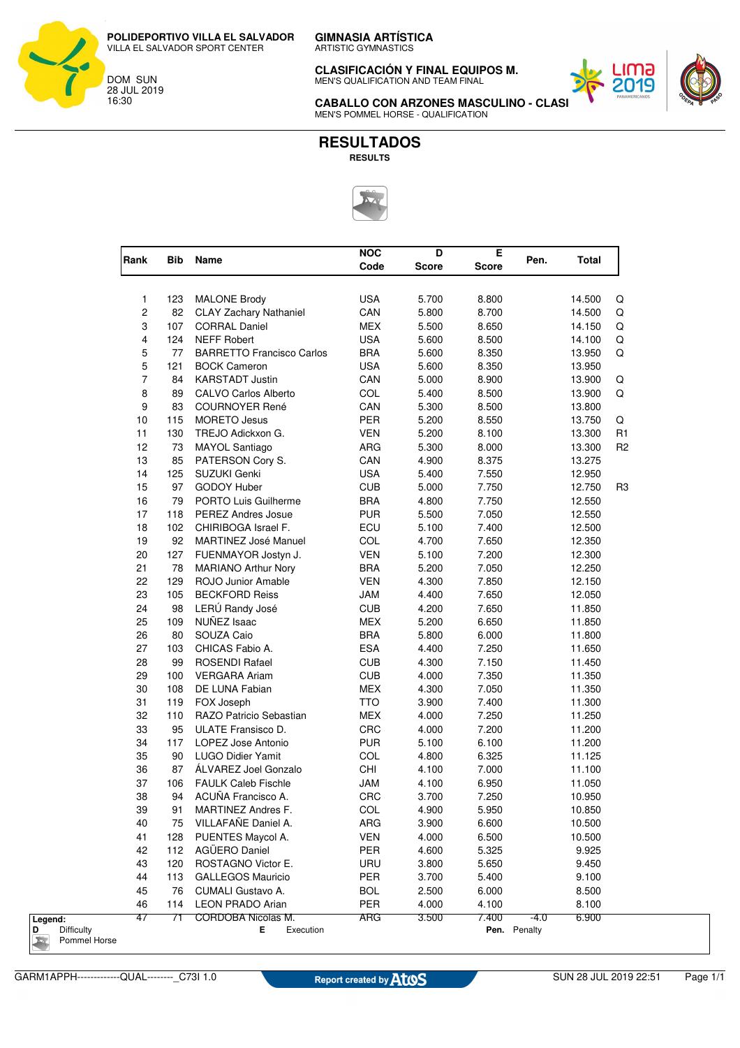POLIDEPORTIVO VILLA EL SALVADOR
VILLA EL SALVADOR SPORT CENTER

DOM SUN
28 JUL 2019
16:30

**GIMNASIA ARTÍSTICA**
ARTISTIC GYMNASTICS

**CLASIFICACIÓN Y FINAL EQUIPOS M.**
MEN'S QUALIFICATION AND TEAM FINAL

**CABALLO CON ARZONES MASCULINO - CLASI**
MEN'S POMMEL HORSE - QUALIFICATION

# RESULTADOS
**RESULTS**

| Rank | Bib | Name | NOC Code | D Score | E Score | Pen. | Total | |
|---|---|---|---|---|---|---|---|---|
| 1 | 123 | MALONE Brody | USA | 5.700 | 8.800 | | 14.500 | Q |
| 2 | 82 | CLAY Zachary Nathaniel | CAN | 5.800 | 8.700 | | 14.500 | Q |
| 3 | 107 | CORRAL Daniel | MEX | 5.500 | 8.650 | | 14.150 | Q |
| 4 | 124 | NEFF Robert | USA | 5.600 | 8.500 | | 14.100 | Q |
| 5 | 77 | BARRETTO Francisco Carlos | BRA | 5.600 | 8.350 | | 13.950 | Q |
| 5 | 121 | BOCK Cameron | USA | 5.600 | 8.350 | | 13.950 | |
| 7 | 84 | KARSTADT Justin | CAN | 5.000 | 8.900 | | 13.900 | Q |
| 8 | 89 | CALVO Carlos Alberto | COL | 5.400 | 8.500 | | 13.900 | Q |
| 9 | 83 | COURNOYER René | CAN | 5.300 | 8.500 | | 13.800 | |
| 10 | 115 | MORETO Jesus | PER | 5.200 | 8.550 | | 13.750 | Q |
| 11 | 130 | TREJO Adickxon G. | VEN | 5.200 | 8.100 | | 13.300 | R1 |
| 12 | 73 | MAYOL Santiago | ARG | 5.300 | 8.000 | | 13.300 | R2 |
| 13 | 85 | PATERSON Cory S. | CAN | 4.900 | 8.375 | | 13.275 | |
| 14 | 125 | SUZUKI Genki | USA | 5.400 | 7.550 | | 12.950 | |
| 15 | 97 | GODOY Huber | CUB | 5.000 | 7.750 | | 12.750 | R3 |
| 16 | 79 | PORTO Luis Guilherme | BRA | 4.800 | 7.750 | | 12.550 | |
| 17 | 118 | PEREZ Andres Josue | PUR | 5.500 | 7.050 | | 12.550 | |
| 18 | 102 | CHIRIBOGA Israel F. | ECU | 5.100 | 7.400 | | 12.500 | |
| 19 | 92 | MARTINEZ José Manuel | COL | 4.700 | 7.650 | | 12.350 | |
| 20 | 127 | FUENMAYOR Jostyn J. | VEN | 5.100 | 7.200 | | 12.300 | |
| 21 | 78 | MARIANO Arthur Nory | BRA | 5.200 | 7.050 | | 12.250 | |
| 22 | 129 | ROJO Junior Amable | VEN | 4.300 | 7.850 | | 12.150 | |
| 23 | 105 | BECKFORD Reiss | JAM | 4.400 | 7.650 | | 12.050 | |
| 24 | 98 | LERÚ Randy José | CUB | 4.200 | 7.650 | | 11.850 | |
| 25 | 109 | NUÑEZ Isaac | MEX | 5.200 | 6.650 | | 11.850 | |
| 26 | 80 | SOUZA Caio | BRA | 5.800 | 6.000 | | 11.800 | |
| 27 | 103 | CHICAS Fabio A. | ESA | 4.400 | 7.250 | | 11.650 | |
| 28 | 99 | ROSENDI Rafael | CUB | 4.300 | 7.150 | | 11.450 | |
| 29 | 100 | VERGARA Ariam | CUB | 4.000 | 7.350 | | 11.350 | |
| 30 | 108 | DE LUNA Fabian | MEX | 4.300 | 7.050 | | 11.350 | |
| 31 | 119 | FOX Joseph | TTO | 3.900 | 7.400 | | 11.300 | |
| 32 | 110 | RAZO Patricio Sebastian | MEX | 4.000 | 7.250 | | 11.250 | |
| 33 | 95 | ULATE Fransisco D. | CRC | 4.000 | 7.200 | | 11.200 | |
| 34 | 117 | LOPEZ Jose Antonio | PUR | 5.100 | 6.100 | | 11.200 | |
| 35 | 90 | LUGO Didier Yamit | COL | 4.800 | 6.325 | | 11.125 | |
| 36 | 87 | ÁLVAREZ Joel Gonzalo | CHI | 4.100 | 7.000 | | 11.100 | |
| 37 | 106 | FAULK Caleb Fischle | JAM | 4.100 | 6.950 | | 11.050 | |
| 38 | 94 | ACUÑA Francisco A. | CRC | 3.700 | 7.250 | | 10.950 | |
| 39 | 91 | MARTINEZ Andres F. | COL | 4.900 | 5.950 | | 10.850 | |
| 40 | 75 | VILLAFAÑE Daniel A. | ARG | 3.900 | 6.600 | | 10.500 | |
| 41 | 128 | PUENTES Maycol A. | VEN | 4.000 | 6.500 | | 10.500 | |
| 42 | 112 | AGÜERO Daniel | PER | 4.600 | 5.325 | | 9.925 | |
| 43 | 120 | ROSTAGNO Victor E. | URU | 3.800 | 5.650 | | 9.450 | |
| 44 | 113 | GALLEGOS Mauricio | PER | 3.700 | 5.400 | | 9.100 | |
| 45 | 76 | CUMALI Gustavo A. | BOL | 2.500 | 6.000 | | 8.500 | |
| 46 | 114 | LEON PRADO Arian | PER | 4.000 | 4.100 | | 8.100 | |
| 47 | 71 | CORDOBA Nicolas M. | ARG | 3.500 | 7.400 | -4.0 | 6.900 | |

**Legend:**
**D** Difficulty
**E** Execution
**Pen.** Penalty
Pommel Horse

GARM1APPH------------QUAL--------_C73I 1.0 — Report created by Atos — SUN 28 JUL 2019 22:51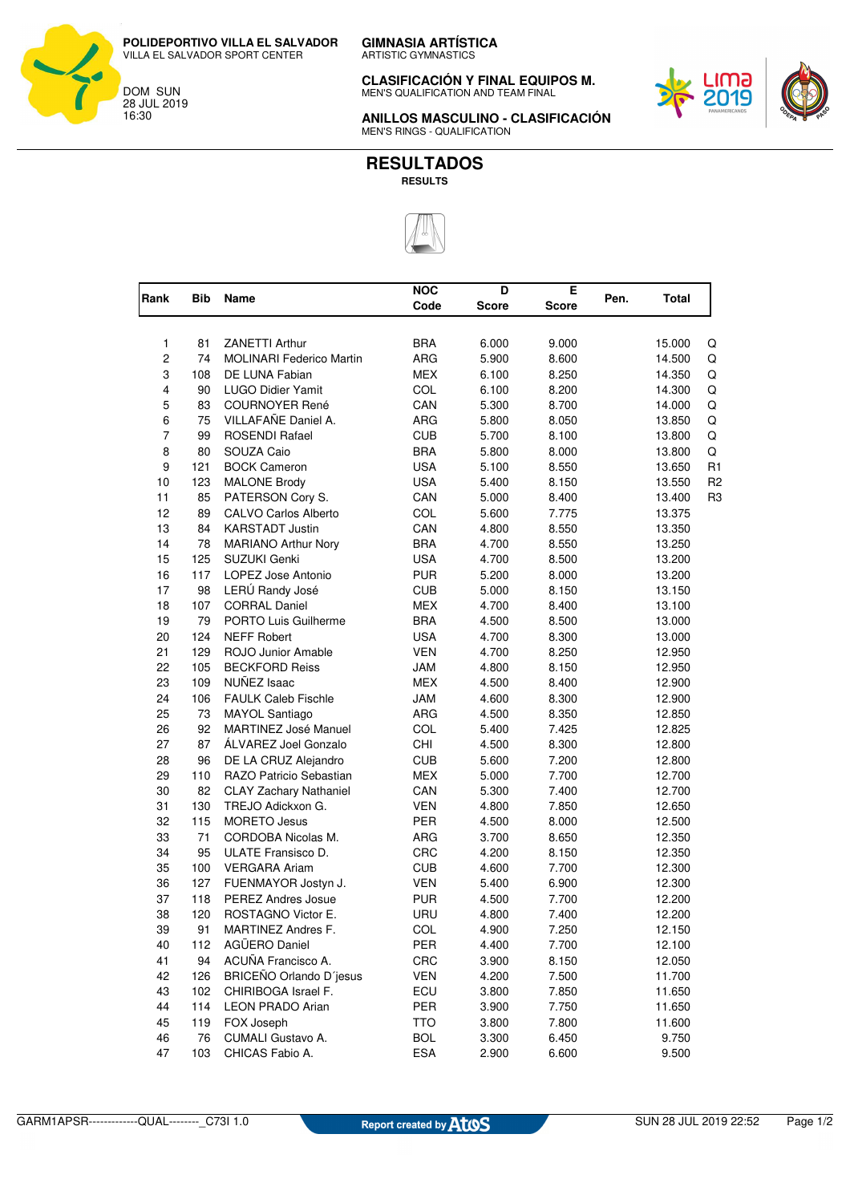POLIDEPORTIVO VILLA EL SALVADOR
VILLA EL SALVADOR SPORT CENTER

DOM SUN
28 JUL 2019
16:30

**GIMNASIA ARTÍSTICA**
ARTISTIC GYMNASTICS

**CLASIFICACIÓN Y FINAL EQUIPOS M.**
MEN'S QUALIFICATION AND TEAM FINAL

**ANILLOS MASCULINO - CLASIFICACIÓN**
MEN'S RINGS - QUALIFICATION

# RESULTADOS
**RESULTS**

| Rank | Bib | Name | NOC Code | D Score | E Score | Pen. | Total | |
|---|---|---|---|---|---|---|---|---|
| 1 | 81 | ZANETTI Arthur | BRA | 6.000 | 9.000 | | 15.000 | Q |
| 2 | 74 | MOLINARI Federico Martin | ARG | 5.900 | 8.600 | | 14.500 | Q |
| 3 | 108 | DE LUNA Fabian | MEX | 6.100 | 8.250 | | 14.350 | Q |
| 4 | 90 | LUGO Didier Yamit | COL | 6.100 | 8.200 | | 14.300 | Q |
| 5 | 83 | COURNOYER René | CAN | 5.300 | 8.700 | | 14.000 | Q |
| 6 | 75 | VILLAFAÑE Daniel A. | ARG | 5.800 | 8.050 | | 13.850 | Q |
| 7 | 99 | ROSENDI Rafael | CUB | 5.700 | 8.100 | | 13.800 | Q |
| 8 | 80 | SOUZA Caio | BRA | 5.800 | 8.000 | | 13.800 | Q |
| 9 | 121 | BOCK Cameron | USA | 5.100 | 8.550 | | 13.650 | R1 |
| 10 | 123 | MALONE Brody | USA | 5.400 | 8.150 | | 13.550 | R2 |
| 11 | 85 | PATERSON Cory S. | CAN | 5.000 | 8.400 | | 13.400 | R3 |
| 12 | 89 | CALVO Carlos Alberto | COL | 5.600 | 7.775 | | 13.375 | |
| 13 | 84 | KARSTADT Justin | CAN | 4.800 | 8.550 | | 13.350 | |
| 14 | 78 | MARIANO Arthur Nory | BRA | 4.700 | 8.550 | | 13.250 | |
| 15 | 125 | SUZUKI Genki | USA | 4.700 | 8.500 | | 13.200 | |
| 16 | 117 | LOPEZ Jose Antonio | PUR | 5.200 | 8.000 | | 13.200 | |
| 17 | 98 | LERÚ Randy José | CUB | 5.000 | 8.150 | | 13.150 | |
| 18 | 107 | CORRAL Daniel | MEX | 4.700 | 8.400 | | 13.100 | |
| 19 | 79 | PORTO Luis Guilherme | BRA | 4.500 | 8.500 | | 13.000 | |
| 20 | 124 | NEFF Robert | USA | 4.700 | 8.300 | | 13.000 | |
| 21 | 129 | ROJO Junior Amable | VEN | 4.700 | 8.250 | | 12.950 | |
| 22 | 105 | BECKFORD Reiss | JAM | 4.800 | 8.150 | | 12.950 | |
| 23 | 109 | NUÑEZ Isaac | MEX | 4.500 | 8.400 | | 12.900 | |
| 24 | 106 | FAULK Caleb Fischle | JAM | 4.600 | 8.300 | | 12.900 | |
| 25 | 73 | MAYOL Santiago | ARG | 4.500 | 8.350 | | 12.850 | |
| 26 | 92 | MARTINEZ José Manuel | COL | 5.400 | 7.425 | | 12.825 | |
| 27 | 87 | ÁLVAREZ Joel Gonzalo | CHI | 4.500 | 8.300 | | 12.800 | |
| 28 | 96 | DE LA CRUZ Alejandro | CUB | 5.600 | 7.200 | | 12.800 | |
| 29 | 110 | RAZO Patricio Sebastian | MEX | 5.000 | 7.700 | | 12.700 | |
| 30 | 82 | CLAY Zachary Nathaniel | CAN | 5.300 | 7.400 | | 12.700 | |
| 31 | 130 | TREJO Adickxon G. | VEN | 4.800 | 7.850 | | 12.650 | |
| 32 | 115 | MORETO Jesus | PER | 4.500 | 8.000 | | 12.500 | |
| 33 | 71 | CORDOBA Nicolas M. | ARG | 3.700 | 8.650 | | 12.350 | |
| 34 | 95 | ULATE Fransisco D. | CRC | 4.200 | 8.150 | | 12.350 | |
| 35 | 100 | VERGARA Ariam | CUB | 4.600 | 7.700 | | 12.300 | |
| 36 | 127 | FUENMAYOR Jostyn J. | VEN | 5.400 | 6.900 | | 12.300 | |
| 37 | 118 | PEREZ Andres Josue | PUR | 4.500 | 7.700 | | 12.200 | |
| 38 | 120 | ROSTAGNO Victor E. | URU | 4.800 | 7.400 | | 12.200 | |
| 39 | 91 | MARTINEZ Andres F. | COL | 4.900 | 7.250 | | 12.150 | |
| 40 | 112 | AGÜERO Daniel | PER | 4.400 | 7.700 | | 12.100 | |
| 41 | 94 | ACUÑA Francisco A. | CRC | 3.900 | 8.150 | | 12.050 | |
| 42 | 126 | BRICEÑO Orlando D´jesus | VEN | 4.200 | 7.500 | | 11.700 | |
| 43 | 102 | CHIRIBOGA Israel F. | ECU | 3.800 | 7.850 | | 11.650 | |
| 44 | 114 | LEON PRADO Arian | PER | 3.900 | 7.750 | | 11.650 | |
| 45 | 119 | FOX Joseph | TTO | 3.800 | 7.800 | | 11.600 | |
| 46 | 76 | CUMALI Gustavo A. | BOL | 3.300 | 6.450 | | 9.750 | |
| 47 | 103 | CHICAS Fabio A. | ESA | 2.900 | 6.600 | | 9.500 | |

GARM1APSR-------------QUAL--------_C73I 1.0 Report created by Atos SUN 28 JUL 2019 22:52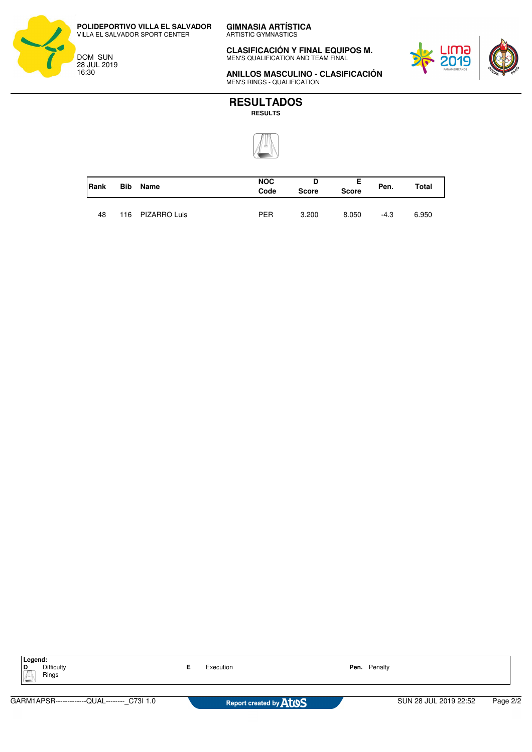**POLIDEPORTIVO VILLA EL SALVADOR**
VILLA EL SALVADOR SPORT CENTER

DOM SUN
28 JUL 2019
16:30

**GIMNASIA ARTÍSTICA**
ARTISTIC GYMNASTICS

**CLASIFICACIÓN Y FINAL EQUIPOS M.**
MEN'S QUALIFICATION AND TEAM FINAL

**ANILLOS MASCULINO - CLASIFICACIÓN**
MEN'S RINGS - QUALIFICATION

# RESULTADOS
**RESULTS**

| Rank | Bib | Name | NOC Code | D Score | E Score | Pen. | Total |
|---|---|---|---|---|---|---|---|
| 48 | 116 | PIZARRO Luis | PER | 3.200 | 8.050 | -4.3 | 6.950 |

**Legend:**
**D** Difficulty
Rings
**E** Execution
**Pen.** Penalty

GARM1APSR-------------QUAL--------_C73I 1.0 | Report created by Atos | SUN 28 JUL 2019 22:52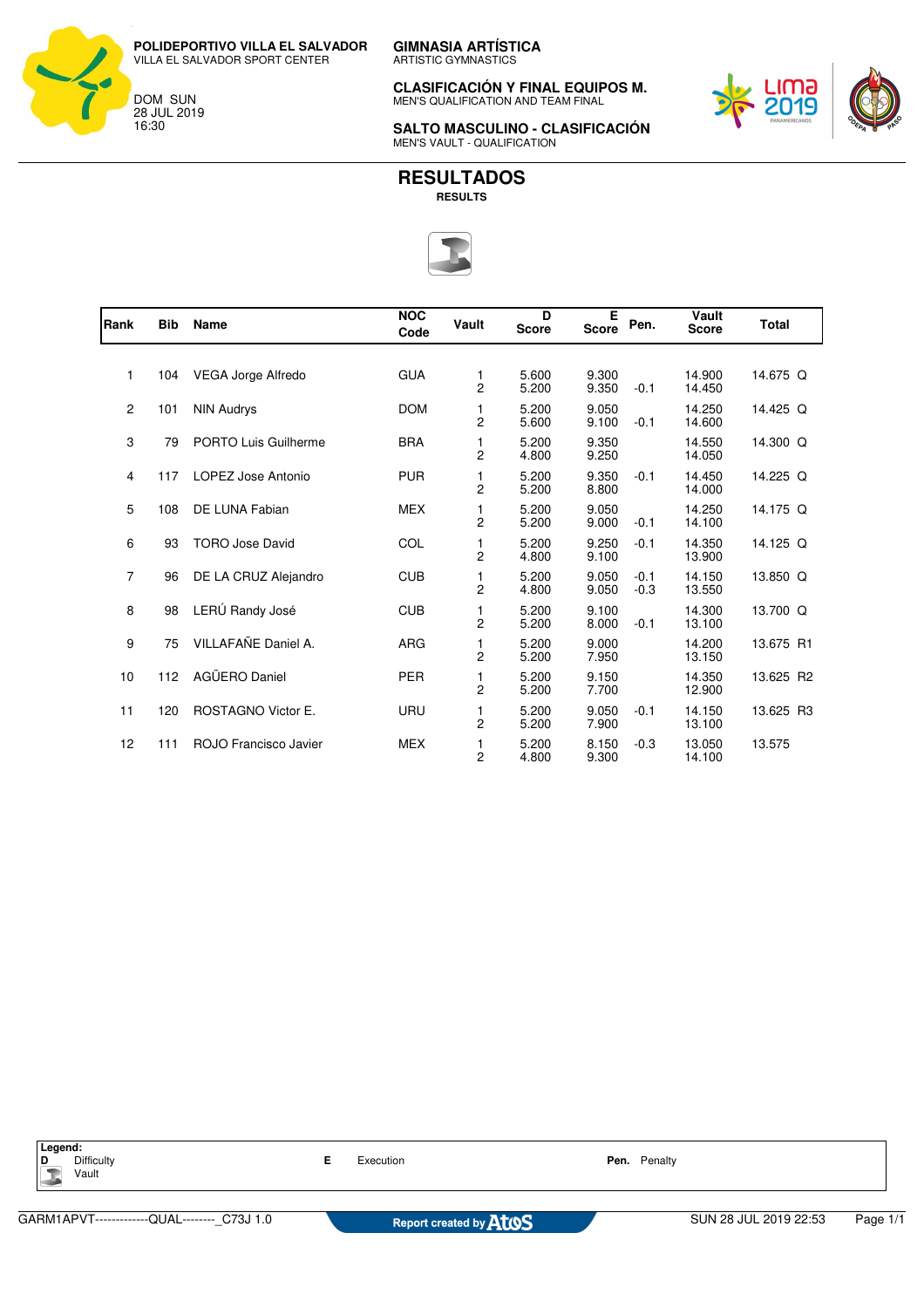**POLIDEPORTIVO VILLA EL SALVADOR**
VILLA EL SALVADOR SPORT CENTER

DOM SUN
28 JUL 2019
16:30

**GIMNASIA ARTÍSTICA**
ARTISTIC GYMNASTICS

**CLASIFICACIÓN Y FINAL EQUIPOS M.**
MEN'S QUALIFICATION AND TEAM FINAL

**SALTO MASCULINO - CLASIFICACIÓN**
MEN'S VAULT - QUALIFICATION

# RESULTADOS
**RESULTS**

| Rank | Bib | Name | NOC Code | Vault | D Score | E Score | Pen. | Vault Score | Total |
|---|---|---|---|---|---|---|---|---|---|
| 1 | 104 | VEGA Jorge Alfredo | GUA | 1<br>2 | 5.600<br>5.200 | 9.300<br>9.350 | <br>-0.1 | 14.900<br>14.450 | 14.675 Q |
| 2 | 101 | NIN Audrys | DOM | 1<br>2 | 5.200<br>5.600 | 9.050<br>9.100 | <br>-0.1 | 14.250<br>14.600 | 14.425 Q |
| 3 | 79 | PORTO Luis Guilherme | BRA | 1<br>2 | 5.200<br>4.800 | 9.350<br>9.250 | | 14.550<br>14.050 | 14.300 Q |
| 4 | 117 | LOPEZ Jose Antonio | PUR | 1<br>2 | 5.200<br>5.200 | 9.350<br>8.800 | -0.1<br> | 14.450<br>14.000 | 14.225 Q |
| 5 | 108 | DE LUNA Fabian | MEX | 1<br>2 | 5.200<br>5.200 | 9.050<br>9.000 | <br>-0.1 | 14.250<br>14.100 | 14.175 Q |
| 6 | 93 | TORO Jose David | COL | 1<br>2 | 5.200<br>4.800 | 9.250<br>9.100 | -0.1<br> | 14.350<br>13.900 | 14.125 Q |
| 7 | 96 | DE LA CRUZ Alejandro | CUB | 1<br>2 | 5.200<br>4.800 | 9.050<br>9.050 | -0.1<br>-0.3 | 14.150<br>13.550 | 13.850 Q |
| 8 | 98 | LERÚ Randy José | CUB | 1<br>2 | 5.200<br>5.200 | 9.100<br>8.000 | <br>-0.1 | 14.300<br>13.100 | 13.700 Q |
| 9 | 75 | VILLAFAÑE Daniel A. | ARG | 1<br>2 | 5.200<br>5.200 | 9.000<br>7.950 | | 14.200<br>13.150 | 13.675 R1 |
| 10 | 112 | AGÜERO Daniel | PER | 1<br>2 | 5.200<br>5.200 | 9.150<br>7.700 | | 14.350<br>12.900 | 13.625 R2 |
| 11 | 120 | ROSTAGNO Victor E. | URU | 1<br>2 | 5.200<br>5.200 | 9.050<br>7.900 | -0.1<br> | 14.150<br>13.100 | 13.625 R3 |
| 12 | 111 | ROJO Francisco Javier | MEX | 1<br>2 | 5.200<br>4.800 | 8.150<br>9.300 | -0.3<br> | 13.050<br>14.100 | 13.575 |

**Legend:**
**D** Difficulty
Vault
**E** Execution
**Pen.** Penalty

GARM1APVT-------------QUAL--------_C73J 1.0 Report created by Atos SUN 28 JUL 2019 22:53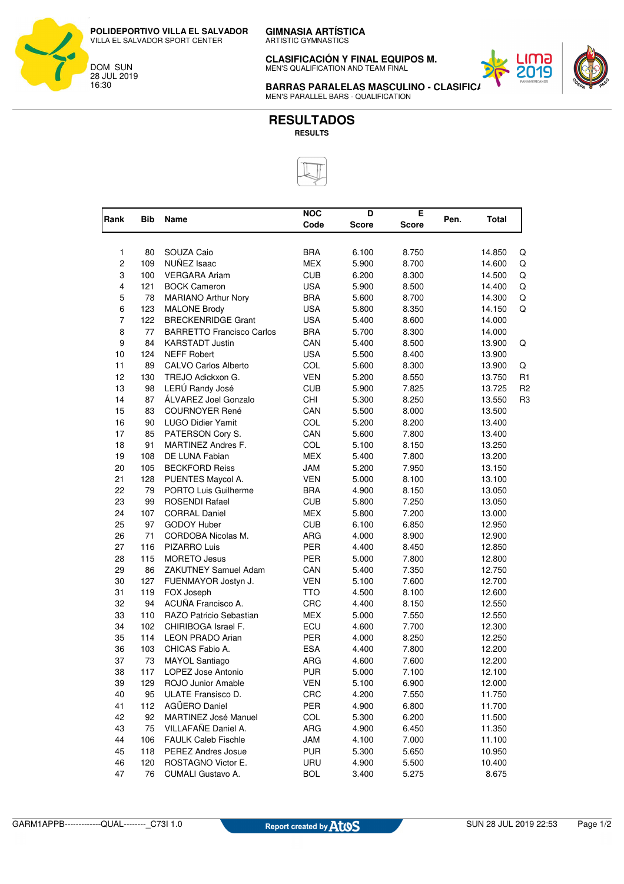**POLIDEPORTIVO VILLA EL SALVADOR**
VILLA EL SALVADOR SPORT CENTER

DOM SUN
28 JUL 2019
16:30

**GIMNASIA ARTÍSTICA**
ARTISTIC GYMNASTICS

**CLASIFICACIÓN Y FINAL EQUIPOS M.**
MEN'S QUALIFICATION AND TEAM FINAL

**BARRAS PARALELAS MASCULINO - CLASIFICA**
MEN'S PARALLEL BARS - QUALIFICATION

# RESULTADOS

**RESULTS**

| Rank | Bib | Name | NOC Code | D Score | E Score | Pen. | Total | |
|---|---|---|---|---|---|---|---|---|
| 1 | 80 | SOUZA Caio | BRA | 6.100 | 8.750 | | 14.850 | Q |
| 2 | 109 | NUÑEZ Isaac | MEX | 5.900 | 8.700 | | 14.600 | Q |
| 3 | 100 | VERGARA Ariam | CUB | 6.200 | 8.300 | | 14.500 | Q |
| 4 | 121 | BOCK Cameron | USA | 5.900 | 8.500 | | 14.400 | Q |
| 5 | 78 | MARIANO Arthur Nory | BRA | 5.600 | 8.700 | | 14.300 | Q |
| 6 | 123 | MALONE Brody | USA | 5.800 | 8.350 | | 14.150 | Q |
| 7 | 122 | BRECKENRIDGE Grant | USA | 5.400 | 8.600 | | 14.000 | |
| 8 | 77 | BARRETTO Francisco Carlos | BRA | 5.700 | 8.300 | | 14.000 | |
| 9 | 84 | KARSTADT Justin | CAN | 5.400 | 8.500 | | 13.900 | Q |
| 10 | 124 | NEFF Robert | USA | 5.500 | 8.400 | | 13.900 | |
| 11 | 89 | CALVO Carlos Alberto | COL | 5.600 | 8.300 | | 13.900 | Q |
| 12 | 130 | TREJO Adickxon G. | VEN | 5.200 | 8.550 | | 13.750 | R1 |
| 13 | 98 | LERÚ Randy José | CUB | 5.900 | 7.825 | | 13.725 | R2 |
| 14 | 87 | ÁLVAREZ Joel Gonzalo | CHI | 5.300 | 8.250 | | 13.550 | R3 |
| 15 | 83 | COURNOYER René | CAN | 5.500 | 8.000 | | 13.500 | |
| 16 | 90 | LUGO Didier Yamit | COL | 5.200 | 8.200 | | 13.400 | |
| 17 | 85 | PATERSON Cory S. | CAN | 5.600 | 7.800 | | 13.400 | |
| 18 | 91 | MARTINEZ Andres F. | COL | 5.100 | 8.150 | | 13.250 | |
| 19 | 108 | DE LUNA Fabian | MEX | 5.400 | 7.800 | | 13.200 | |
| 20 | 105 | BECKFORD Reiss | JAM | 5.200 | 7.950 | | 13.150 | |
| 21 | 128 | PUENTES Maycol A. | VEN | 5.000 | 8.100 | | 13.100 | |
| 22 | 79 | PORTO Luis Guilherme | BRA | 4.900 | 8.150 | | 13.050 | |
| 23 | 99 | ROSENDI Rafael | CUB | 5.800 | 7.250 | | 13.050 | |
| 24 | 107 | CORRAL Daniel | MEX | 5.800 | 7.200 | | 13.000 | |
| 25 | 97 | GODOY Huber | CUB | 6.100 | 6.850 | | 12.950 | |
| 26 | 71 | CORDOBA Nicolas M. | ARG | 4.000 | 8.900 | | 12.900 | |
| 27 | 116 | PIZARRO Luis | PER | 4.400 | 8.450 | | 12.850 | |
| 28 | 115 | MORETO Jesus | PER | 5.000 | 7.800 | | 12.800 | |
| 29 | 86 | ZAKUTNEY Samuel Adam | CAN | 5.400 | 7.350 | | 12.750 | |
| 30 | 127 | FUENMAYOR Jostyn J. | VEN | 5.100 | 7.600 | | 12.700 | |
| 31 | 119 | FOX Joseph | TTO | 4.500 | 8.100 | | 12.600 | |
| 32 | 94 | ACUÑA Francisco A. | CRC | 4.400 | 8.150 | | 12.550 | |
| 33 | 110 | RAZO Patricio Sebastian | MEX | 5.000 | 7.550 | | 12.550 | |
| 34 | 102 | CHIRIBOGA Israel F. | ECU | 4.600 | 7.700 | | 12.300 | |
| 35 | 114 | LEON PRADO Arian | PER | 4.000 | 8.250 | | 12.250 | |
| 36 | 103 | CHICAS Fabio A. | ESA | 4.400 | 7.800 | | 12.200 | |
| 37 | 73 | MAYOL Santiago | ARG | 4.600 | 7.600 | | 12.200 | |
| 38 | 117 | LOPEZ Jose Antonio | PUR | 5.000 | 7.100 | | 12.100 | |
| 39 | 129 | ROJO Junior Amable | VEN | 5.100 | 6.900 | | 12.000 | |
| 40 | 95 | ULATE Fransisco D. | CRC | 4.200 | 7.550 | | 11.750 | |
| 41 | 112 | AGÜERO Daniel | PER | 4.900 | 6.800 | | 11.700 | |
| 42 | 92 | MARTINEZ José Manuel | COL | 5.300 | 6.200 | | 11.500 | |
| 43 | 75 | VILLAFAÑE Daniel A. | ARG | 4.900 | 6.450 | | 11.350 | |
| 44 | 106 | FAULK Caleb Fischle | JAM | 4.100 | 7.000 | | 11.100 | |
| 45 | 118 | PEREZ Andres Josue | PUR | 5.300 | 5.650 | | 10.950 | |
| 46 | 120 | ROSTAGNO Victor E. | URU | 4.900 | 5.500 | | 10.400 | |
| 47 | 76 | CUMALI Gustavo A. | BOL | 3.400 | 5.275 | | 8.675 | |

GARM1APPB-------------QUAL--------_C73I 1.0 — Report created by Atos — SUN 28 JUL 2019 22:53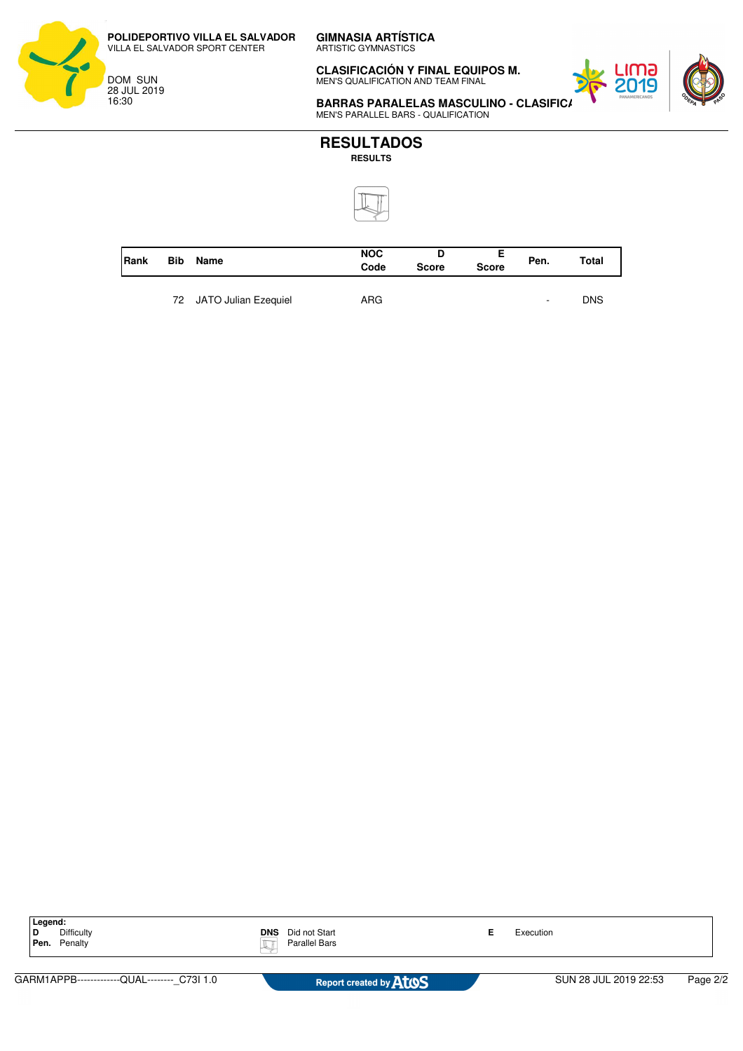**POLIDEPORTIVO VILLA EL SALVADOR**
VILLA EL SALVADOR SPORT CENTER

DOM SUN
28 JUL 2019
16:30

**GIMNASIA ARTÍSTICA**
ARTISTIC GYMNASTICS

**CLASIFICACIÓN Y FINAL EQUIPOS M.**
MEN'S QUALIFICATION AND TEAM FINAL

**BARRAS PARALELAS MASCULINO - CLASIFIC/**
MEN'S PARALLEL BARS - QUALIFICATION

# RESULTADOS
**RESULTS**

| Rank | Bib | Name | NOC Code | D Score | E Score | Pen. | Total |
|---|---|---|---|---|---|---|---|
| | 72 | JATO Julian Ezequiel | ARG | | | - | DNS |

**Legend:**

| | | | | | |
|---|---|---|---|---|---|
| **D** | Difficulty | **DNS** | Did not Start | **E** | Execution |
| **Pen.** | Penalty | | Parallel Bars | | |

GARM1APPB-------------QUAL--------_C73I 1.0 — Report created by Atos — SUN 28 JUL 2019 22:53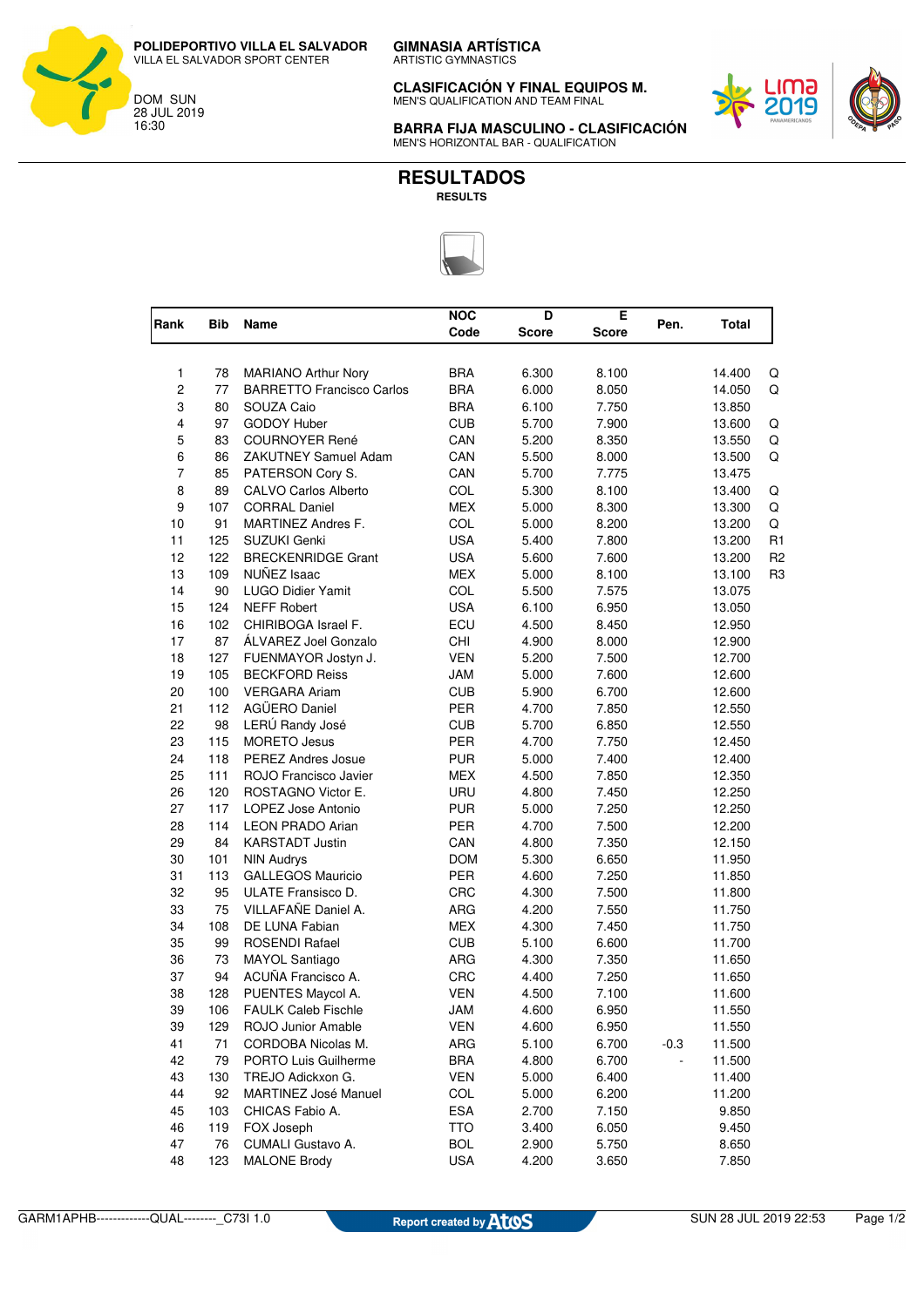**POLIDEPORTIVO VILLA EL SALVADOR**
VILLA EL SALVADOR SPORT CENTER

DOM SUN
28 JUL 2019
16:30

**GIMNASIA ARTÍSTICA**
ARTISTIC GYMNASTICS

**CLASIFICACIÓN Y FINAL EQUIPOS M.**
MEN'S QUALIFICATION AND TEAM FINAL

**BARRA FIJA MASCULINO - CLASIFICACIÓN**
MEN'S HORIZONTAL BAR - QUALIFICATION

# RESULTADOS
**RESULTS**

| Rank | Bib | Name | NOC Code | D Score | E Score | Pen. | Total | |
|---|---|---|---|---|---|---|---|---|
| 1 | 78 | MARIANO Arthur Nory | BRA | 6.300 | 8.100 | | 14.400 | Q |
| 2 | 77 | BARRETTO Francisco Carlos | BRA | 6.000 | 8.050 | | 14.050 | Q |
| 3 | 80 | SOUZA Caio | BRA | 6.100 | 7.750 | | 13.850 | |
| 4 | 97 | GODOY Huber | CUB | 5.700 | 7.900 | | 13.600 | Q |
| 5 | 83 | COURNOYER René | CAN | 5.200 | 8.350 | | 13.550 | Q |
| 6 | 86 | ZAKUTNEY Samuel Adam | CAN | 5.500 | 8.000 | | 13.500 | Q |
| 7 | 85 | PATERSON Cory S. | CAN | 5.700 | 7.775 | | 13.475 | |
| 8 | 89 | CALVO Carlos Alberto | COL | 5.300 | 8.100 | | 13.400 | Q |
| 9 | 107 | CORRAL Daniel | MEX | 5.000 | 8.300 | | 13.300 | Q |
| 10 | 91 | MARTINEZ Andres F. | COL | 5.000 | 8.200 | | 13.200 | Q |
| 11 | 125 | SUZUKI Genki | USA | 5.400 | 7.800 | | 13.200 | R1 |
| 12 | 122 | BRECKENRIDGE Grant | USA | 5.600 | 7.600 | | 13.200 | R2 |
| 13 | 109 | NUÑEZ Isaac | MEX | 5.000 | 8.100 | | 13.100 | R3 |
| 14 | 90 | LUGO Didier Yamit | COL | 5.500 | 7.575 | | 13.075 | |
| 15 | 124 | NEFF Robert | USA | 6.100 | 6.950 | | 13.050 | |
| 16 | 102 | CHIRIBOGA Israel F. | ECU | 4.500 | 8.450 | | 12.950 | |
| 17 | 87 | ÁLVAREZ Joel Gonzalo | CHI | 4.900 | 8.000 | | 12.900 | |
| 18 | 127 | FUENMAYOR Jostyn J. | VEN | 5.200 | 7.500 | | 12.700 | |
| 19 | 105 | BECKFORD Reiss | JAM | 5.000 | 7.600 | | 12.600 | |
| 20 | 100 | VERGARA Ariam | CUB | 5.900 | 6.700 | | 12.600 | |
| 21 | 112 | AGÜERO Daniel | PER | 4.700 | 7.850 | | 12.550 | |
| 22 | 98 | LERÚ Randy José | CUB | 5.700 | 6.850 | | 12.550 | |
| 23 | 115 | MORETO Jesus | PER | 4.700 | 7.750 | | 12.450 | |
| 24 | 118 | PEREZ Andres Josue | PUR | 5.000 | 7.400 | | 12.400 | |
| 25 | 111 | ROJO Francisco Javier | MEX | 4.500 | 7.850 | | 12.350 | |
| 26 | 120 | ROSTAGNO Victor E. | URU | 4.800 | 7.450 | | 12.250 | |
| 27 | 117 | LOPEZ Jose Antonio | PUR | 5.000 | 7.250 | | 12.250 | |
| 28 | 114 | LEON PRADO Arian | PER | 4.700 | 7.500 | | 12.200 | |
| 29 | 84 | KARSTADT Justin | CAN | 4.800 | 7.350 | | 12.150 | |
| 30 | 101 | NIN Audrys | DOM | 5.300 | 6.650 | | 11.950 | |
| 31 | 113 | GALLEGOS Mauricio | PER | 4.600 | 7.250 | | 11.850 | |
| 32 | 95 | ULATE Fransisco D. | CRC | 4.300 | 7.500 | | 11.800 | |
| 33 | 75 | VILLAFAÑE Daniel A. | ARG | 4.200 | 7.550 | | 11.750 | |
| 34 | 108 | DE LUNA Fabian | MEX | 4.300 | 7.450 | | 11.750 | |
| 35 | 99 | ROSENDI Rafael | CUB | 5.100 | 6.600 | | 11.700 | |
| 36 | 73 | MAYOL Santiago | ARG | 4.300 | 7.350 | | 11.650 | |
| 37 | 94 | ACUÑA Francisco A. | CRC | 4.400 | 7.250 | | 11.650 | |
| 38 | 128 | PUENTES Maycol A. | VEN | 4.500 | 7.100 | | 11.600 | |
| 39 | 106 | FAULK Caleb Fischle | JAM | 4.600 | 6.950 | | 11.550 | |
| 39 | 129 | ROJO Junior Amable | VEN | 4.600 | 6.950 | | 11.550 | |
| 41 | 71 | CORDOBA Nicolas M. | ARG | 5.100 | 6.700 | -0.3 | 11.500 | |
| 42 | 79 | PORTO Luis Guilherme | BRA | 4.800 | 6.700 | - | 11.500 | |
| 43 | 130 | TREJO Adickxon G. | VEN | 5.000 | 6.400 | | 11.400 | |
| 44 | 92 | MARTINEZ José Manuel | COL | 5.000 | 6.200 | | 11.200 | |
| 45 | 103 | CHICAS Fabio A. | ESA | 2.700 | 7.150 | | 9.850 | |
| 46 | 119 | FOX Joseph | TTO | 3.400 | 6.050 | | 9.450 | |
| 47 | 76 | CUMALI Gustavo A. | BOL | 2.900 | 5.750 | | 8.650 | |
| 48 | 123 | MALONE Brody | USA | 4.200 | 3.650 | | 7.850 | |

GARM1APHB-------------QUAL--------_C73I 1.0 | Report created by Atos | SUN 28 JUL 2019 22:53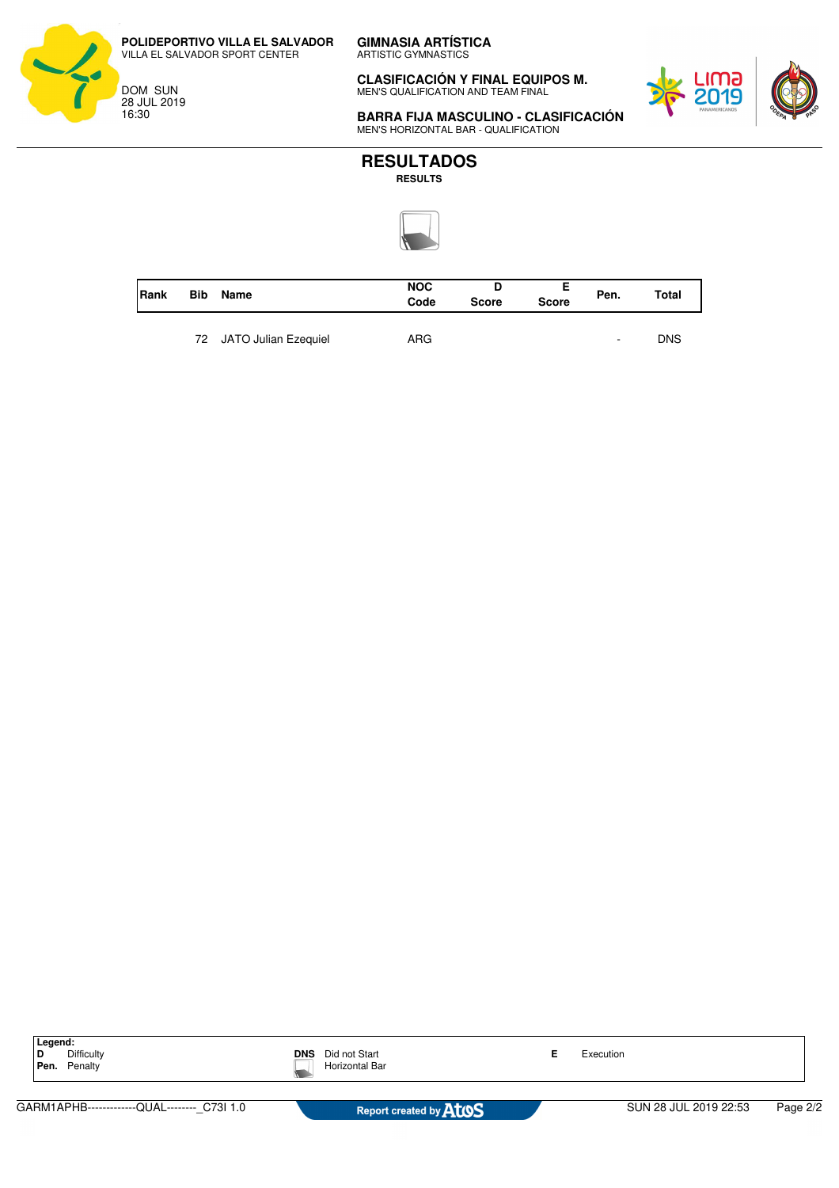**POLIDEPORTIVO VILLA EL SALVADOR**
VILLA EL SALVADOR SPORT CENTER

DOM SUN
28 JUL 2019
16:30

**GIMNASIA ARTÍSTICA**
ARTISTIC GYMNASTICS

**CLASIFICACIÓN Y FINAL EQUIPOS M.**
MEN'S QUALIFICATION AND TEAM FINAL

**BARRA FIJA MASCULINO - CLASIFICACIÓN**
MEN'S HORIZONTAL BAR - QUALIFICATION

# RESULTADOS
**RESULTS**

| Rank | Bib | Name | NOC Code | D Score | E Score | Pen. | Total |
|---|---|---|---|---|---|---|---|
| | 72 | JATO Julian Ezequiel | ARG | | | - | DNS |

**Legend:**

| | | | | | |
|---|---|---|---|---|---|
| **D** | Difficulty | **DNS** | Did not Start | **E** | Execution |
| **Pen.** | Penalty | | Horizontal Bar | | |

GARM1APHB-------------QUAL--------_C73I 1.0 — Report created by Atos — SUN 28 JUL 2019 22:53